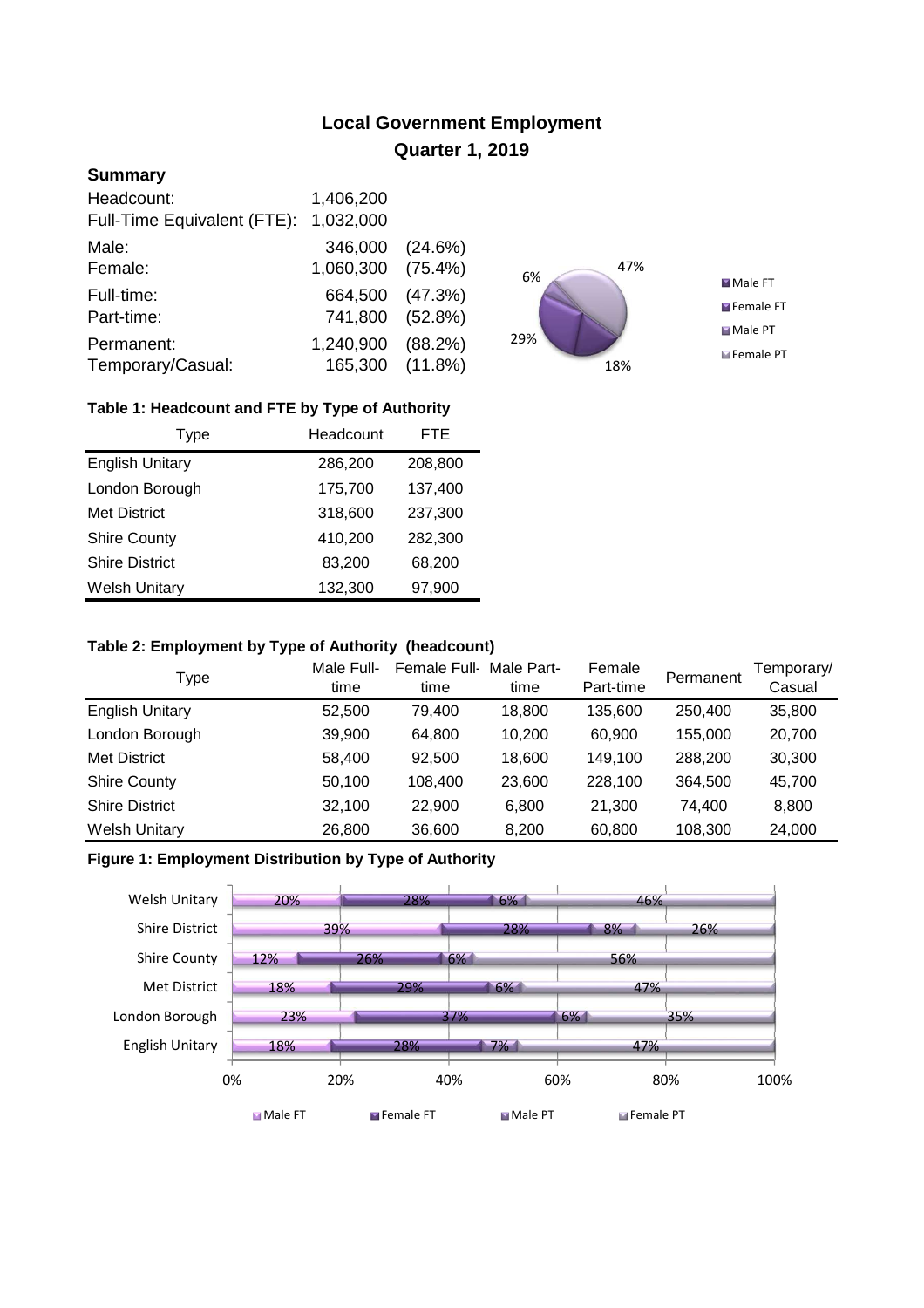# Local Government Employment
## Quarter 1, 2019

### Summary

| | | |
|---|---|---|
| Headcount: | 1,406,200 | |
| Full-Time Equivalent (FTE): | 1,032,000 | |
| Male: | 346,000 | (24.6%) |
| Female: | 1,060,300 | (75.4%) |
| Full-time: | 664,500 | (47.3%) |
| Part-time: | 741,800 | (52.8%) |
| Permanent: | 1,240,900 | (88.2%) |
| Temporary/Casual: | 165,300 | (11.8%) |

**Table 1: Headcount and FTE by Type of Authority**

| Type | Headcount | FTE |
|---|---|---|
| English Unitary | 286,200 | 208,800 |
| London Borough | 175,700 | 137,400 |
| Met District | 318,600 | 237,300 |
| Shire County | 410,200 | 282,300 |
| Shire District | 83,200 | 68,200 |
| Welsh Unitary | 132,300 | 97,900 |

**Table 2: Employment by Type of Authority (headcount)**

| Type | Male Full-time | Female Full-time | Male Part-time | Female Part-time | Permanent | Temporary/ Casual |
|---|---|---|---|---|---|---|
| English Unitary | 52,500 | 79,400 | 18,800 | 135,600 | 250,400 | 35,800 |
| London Borough | 39,900 | 64,800 | 10,200 | 60,900 | 155,000 | 20,700 |
| Met District | 58,400 | 92,500 | 18,600 | 149,100 | 288,200 | 30,300 |
| Shire County | 50,100 | 108,400 | 23,600 | 228,100 | 364,500 | 45,700 |
| Shire District | 32,100 | 22,900 | 6,800 | 21,300 | 74,400 | 8,800 |
| Welsh Unitary | 26,800 | 36,600 | 8,200 | 60,800 | 108,300 | 24,000 |

**Figure 1: Employment Distribution by Type of Authority**

| Type | Male FT | Female FT | Male PT | Female PT |
|---|---|---|---|---|
| Welsh Unitary | 20% | 28% | 6% | 46% |
| Shire District | 39% | 28% | 8% | 26% |
| Shire County | 12% | 26% | 6% | 56% |
| Met District | 18% | 29% | 6% | 47% |
| London Borough | 23% | 37% | 6% | 35% |
| English Unitary | 18% | 28% | 7% | 47% |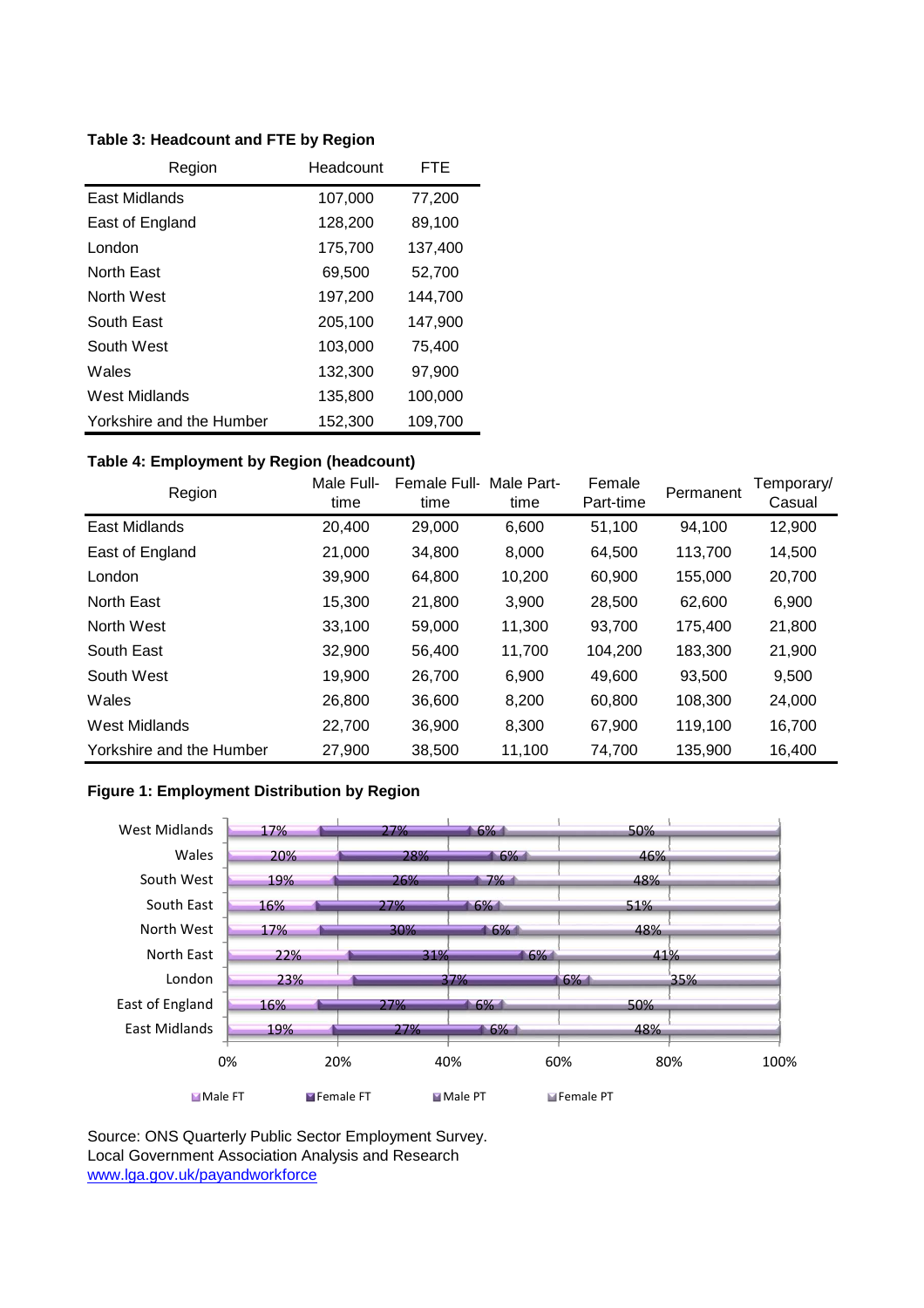**Table 3: Headcount and FTE by Region**

| Region | Headcount | FTE |
|---|---|---|
| East Midlands | 107,000 | 77,200 |
| East of England | 128,200 | 89,100 |
| London | 175,700 | 137,400 |
| North East | 69,500 | 52,700 |
| North West | 197,200 | 144,700 |
| South East | 205,100 | 147,900 |
| South West | 103,000 | 75,400 |
| Wales | 132,300 | 97,900 |
| West Midlands | 135,800 | 100,000 |
| Yorkshire and the Humber | 152,300 | 109,700 |

**Table 4: Employment by Region (headcount)**

| Region | Male Full-time | Female Full-time | Male Part-time | Female Part-time | Permanent | Temporary/ Casual |
|---|---|---|---|---|---|---|
| East Midlands | 20,400 | 29,000 | 6,600 | 51,100 | 94,100 | 12,900 |
| East of England | 21,000 | 34,800 | 8,000 | 64,500 | 113,700 | 14,500 |
| London | 39,900 | 64,800 | 10,200 | 60,900 | 155,000 | 20,700 |
| North East | 15,300 | 21,800 | 3,900 | 28,500 | 62,600 | 6,900 |
| North West | 33,100 | 59,000 | 11,300 | 93,700 | 175,400 | 21,800 |
| South East | 32,900 | 56,400 | 11,700 | 104,200 | 183,300 | 21,900 |
| South West | 19,900 | 26,700 | 6,900 | 49,600 | 93,500 | 9,500 |
| Wales | 26,800 | 36,600 | 8,200 | 60,800 | 108,300 | 24,000 |
| West Midlands | 22,700 | 36,900 | 8,300 | 67,900 | 119,100 | 16,700 |
| Yorkshire and the Humber | 27,900 | 38,500 | 11,100 | 74,700 | 135,900 | 16,400 |

**Figure 1: Employment Distribution by Region**

West Midlands: 17% 27% 6% 50%

Wales: 20% 28% 6% 46%

South West: 19% 26% 7% 48%

South East: 16% 27% 6% 51%

North West: 17% 30% 6% 48%

North East: 22% 31% 6% 41%

London: 23% 37% 6% 35%

East of England: 16% 27% 6% 50%

East Midlands: 19% 27% 6% 48%

0% 20% 40% 60% 80% 100%

Male FT, Female FT, Male PT, Female PT

Source: ONS Quarterly Public Sector Employment Survey.
Local Government Association Analysis and Research
[www.lga.gov.uk/payandworkforce](http://www.lga.gov.uk/payandworkforce)